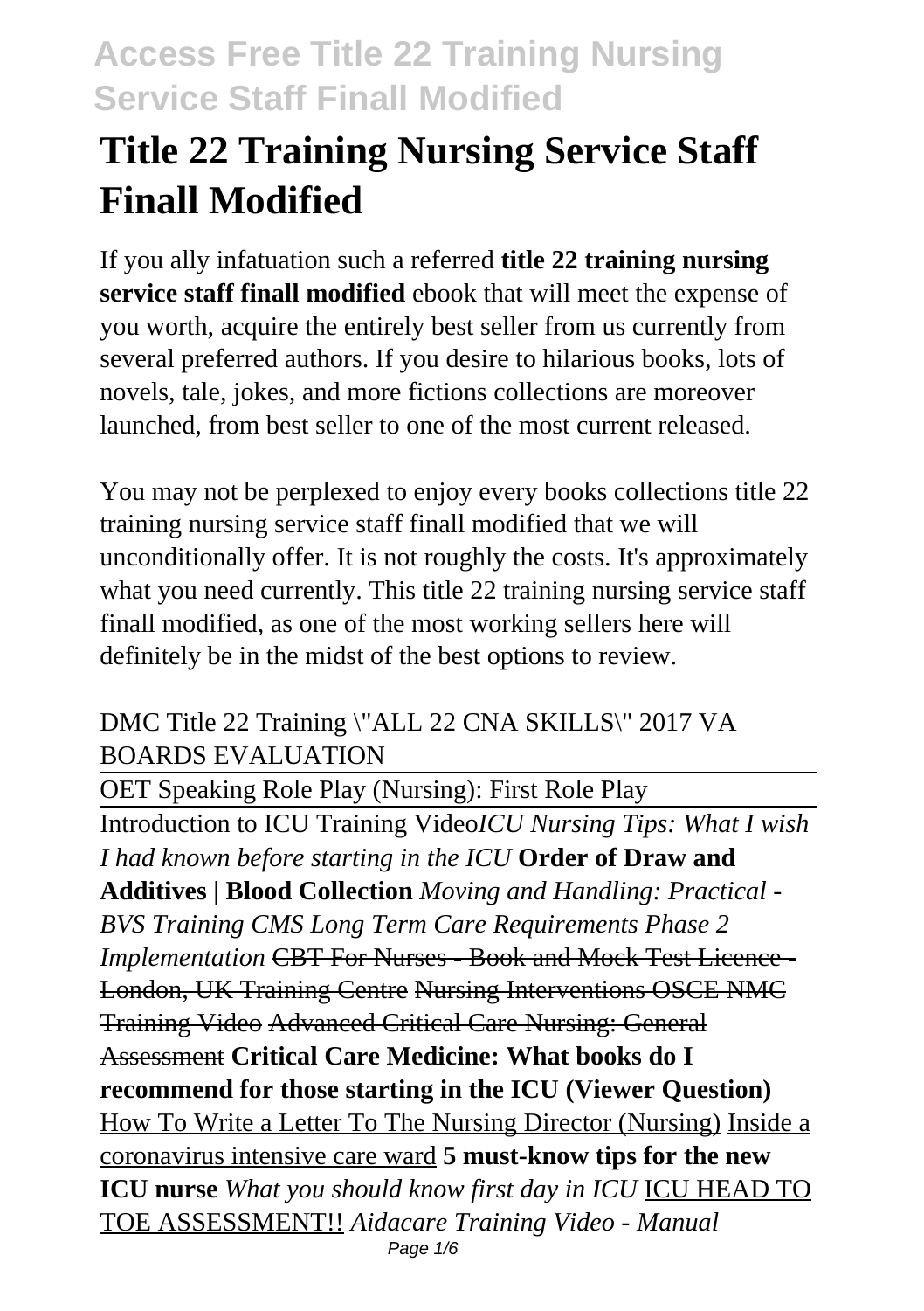# Title 22 Training Nursing Service Staff Finall Modified

If you ally infatuation such a referred **title 22 training nursing service staff finall modified** ebook that will meet the expense of you worth, acquire the entirely best seller from us currently from several preferred authors. If you desire to hilarious books, lots of novels, tale, jokes, and more fictions collections are moreover launched, from best seller to one of the most current released.

You may not be perplexed to enjoy every books collections title 22 training nursing service staff finall modified that we will unconditionally offer. It is not roughly the costs. It's approximately what you need currently. This title 22 training nursing service staff finall modified, as one of the most working sellers here will definitely be in the midst of the best options to review.

DMC Title 22 Training "ALL 22 CNA SKILLS" 2017 VA BOARDS EVALUATION

OET Speaking Role Play (Nursing): First Role Play

Introduction to ICU Training Video*ICU Nursing Tips: What I wish I had known before starting in the ICU* **Order of Draw and Additives | Blood Collection** *Moving and Handling: Practical - BVS Training CMS Long Term Care Requirements Phase 2 Implementation* ~~CBT For Nurses - Book and Mock Test Licence - London, UK Training Centre~~ ~~Nursing Interventions OSCE NMC Training Video~~ ~~Advanced Critical Care Nursing: General Assessment~~ **Critical Care Medicine: What books do I recommend for those starting in the ICU (Viewer Question)** How To Write a Letter To The Nursing Director (Nursing) Inside a coronavirus intensive care ward **5 must-know tips for the new ICU nurse** *What you should know first day in ICU* ICU HEAD TO TOE ASSESSMENT!! *Aidacare Training Video - Manual*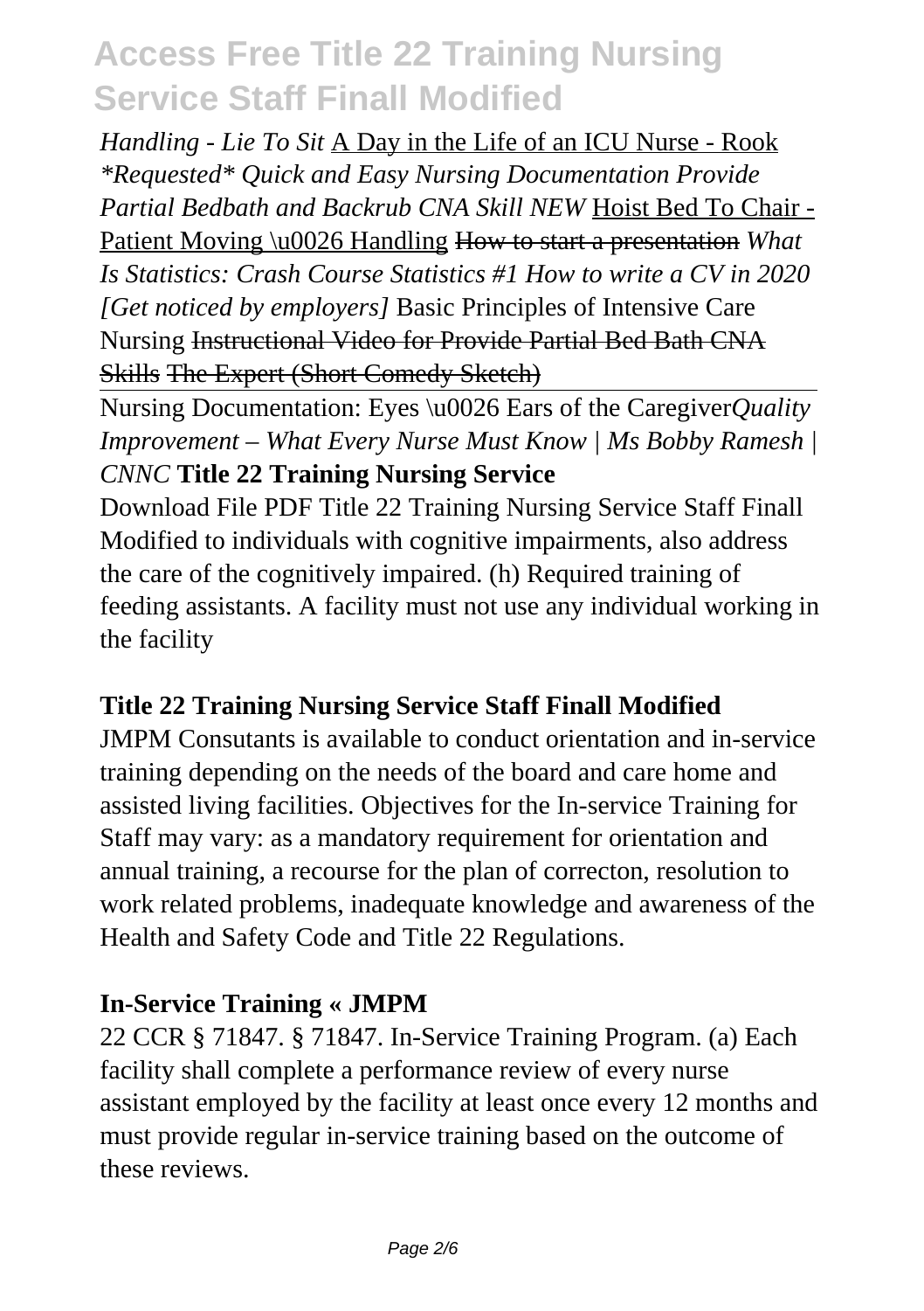*Handling - Lie To Sit* A Day in the Life of an ICU Nurse - Rook *\*Requested\* Quick and Easy Nursing Documentation Provide Partial Bedbath and Backrub CNA Skill NEW* Hoist Bed To Chair - Patient Moving \u0026 Handling ~~How to start a presentation~~ *What Is Statistics: Crash Course Statistics #1 How to write a CV in 2020 [Get noticed by employers]* Basic Principles of Intensive Care Nursing ~~Instructional Video for Provide Partial Bed Bath CNA Skills~~ ~~The Expert (Short Comedy Sketch)~~

Nursing Documentation: Eyes \u0026 Ears of the Caregiver*Quality Improvement – What Every Nurse Must Know | Ms Bobby Ramesh | CNNC* **Title 22 Training Nursing Service**

Download File PDF Title 22 Training Nursing Service Staff Finall Modified to individuals with cognitive impairments, also address the care of the cognitively impaired. (h) Required training of feeding assistants. A facility must not use any individual working in the facility

### Title 22 Training Nursing Service Staff Finall Modified

JMPM Consutants is available to conduct orientation and in-service training depending on the needs of the board and care home and assisted living facilities. Objectives for the In-service Training for Staff may vary: as a mandatory requirement for orientation and annual training, a recourse for the plan of correcton, resolution to work related problems, inadequate knowledge and awareness of the Health and Safety Code and Title 22 Regulations.

### In-Service Training « JMPM

22 CCR § 71847. § 71847. In-Service Training Program. (a) Each facility shall complete a performance review of every nurse assistant employed by the facility at least once every 12 months and must provide regular in-service training based on the outcome of these reviews.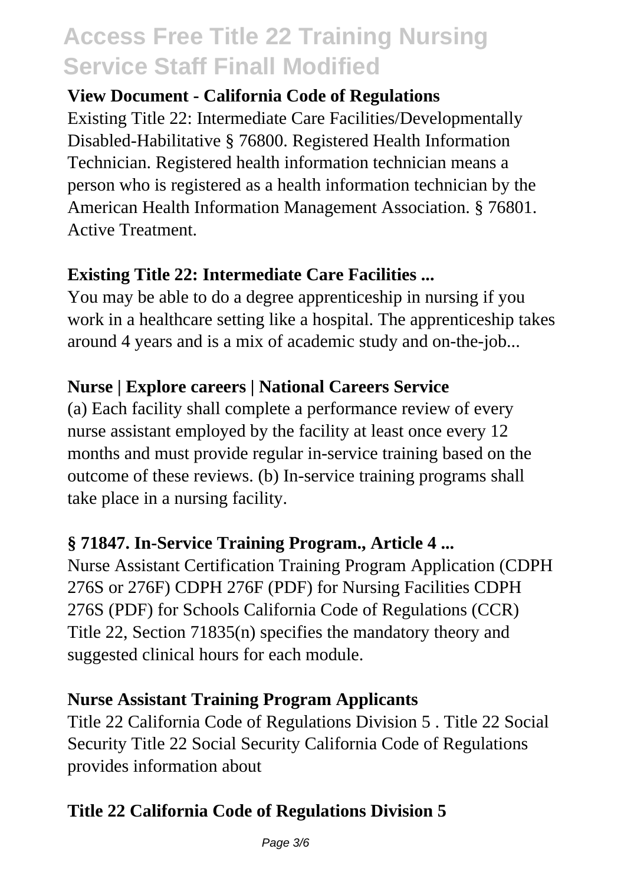**View Document - California Code of Regulations**

Existing Title 22: Intermediate Care Facilities/Developmentally Disabled-Habilitative § 76800. Registered Health Information Technician. Registered health information technician means a person who is registered as a health information technician by the American Health Information Management Association. § 76801. Active Treatment.

**Existing Title 22: Intermediate Care Facilities ...**

You may be able to do a degree apprenticeship in nursing if you work in a healthcare setting like a hospital. The apprenticeship takes around 4 years and is a mix of academic study and on-the-job...

**Nurse | Explore careers | National Careers Service**

(a) Each facility shall complete a performance review of every nurse assistant employed by the facility at least once every 12 months and must provide regular in-service training based on the outcome of these reviews. (b) In-service training programs shall take place in a nursing facility.

**§ 71847. In-Service Training Program., Article 4 ...**

Nurse Assistant Certification Training Program Application (CDPH 276S or 276F) CDPH 276F (PDF) for Nursing Facilities CDPH 276S (PDF) for Schools California Code of Regulations (CCR) Title 22, Section 71835(n) specifies the mandatory theory and suggested clinical hours for each module.

**Nurse Assistant Training Program Applicants**

Title 22 California Code of Regulations Division 5 . Title 22 Social Security Title 22 Social Security California Code of Regulations provides information about

**Title 22 California Code of Regulations Division 5**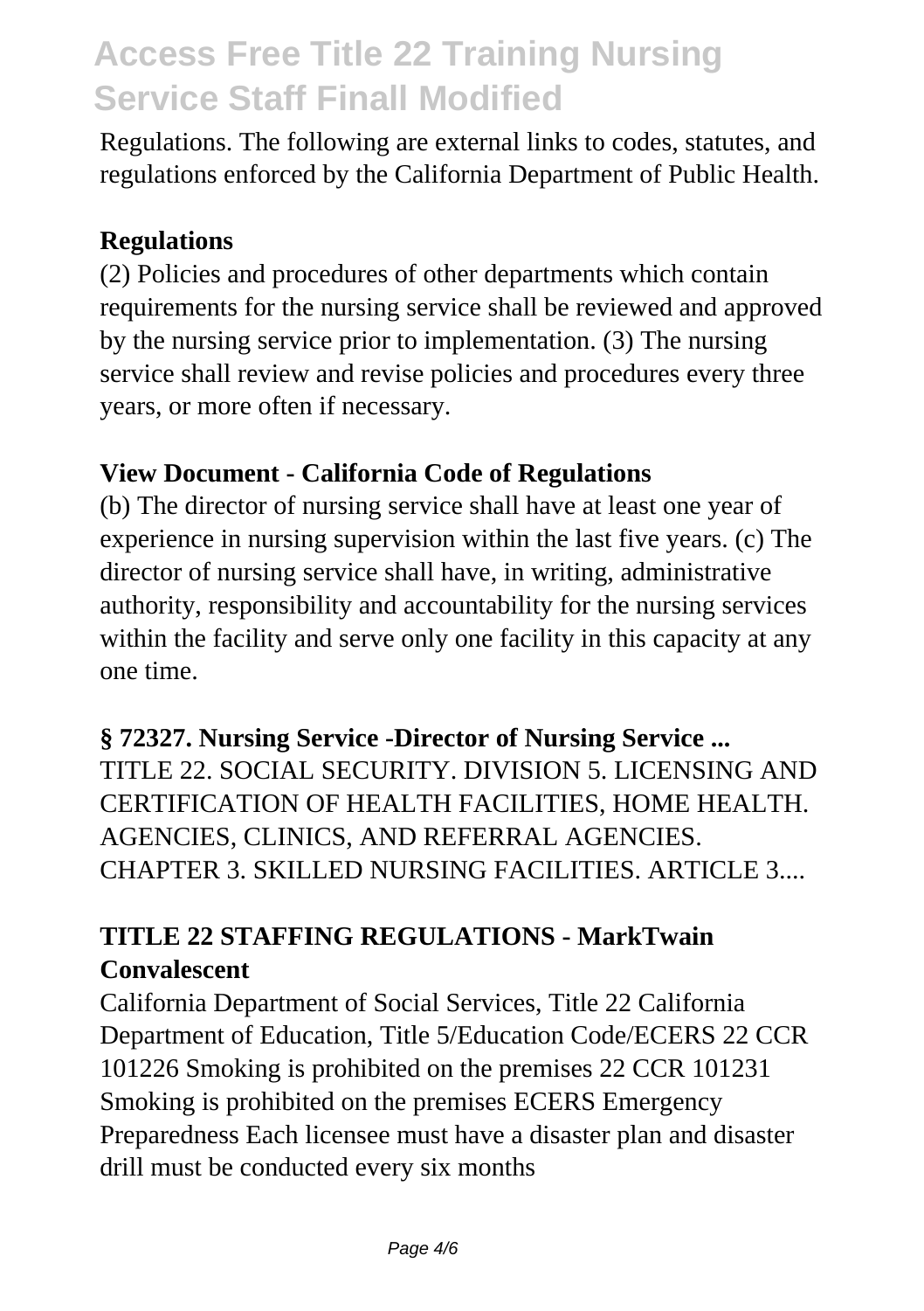Regulations. The following are external links to codes, statutes, and regulations enforced by the California Department of Public Health.

### Regulations

(2) Policies and procedures of other departments which contain requirements for the nursing service shall be reviewed and approved by the nursing service prior to implementation. (3) The nursing service shall review and revise policies and procedures every three years, or more often if necessary.

### View Document - California Code of Regulations

(b) The director of nursing service shall have at least one year of experience in nursing supervision within the last five years. (c) The director of nursing service shall have, in writing, administrative authority, responsibility and accountability for the nursing services within the facility and serve only one facility in this capacity at any one time.

### § 72327. Nursing Service -Director of Nursing Service ...

TITLE 22. SOCIAL SECURITY. DIVISION 5. LICENSING AND CERTIFICATION OF HEALTH FACILITIES, HOME HEALTH. AGENCIES, CLINICS, AND REFERRAL AGENCIES. CHAPTER 3. SKILLED NURSING FACILITIES. ARTICLE 3....

### TITLE 22 STAFFING REGULATIONS - MarkTwain Convalescent

California Department of Social Services, Title 22 California Department of Education, Title 5/Education Code/ECERS 22 CCR 101226 Smoking is prohibited on the premises 22 CCR 101231 Smoking is prohibited on the premises ECERS Emergency Preparedness Each licensee must have a disaster plan and disaster drill must be conducted every six months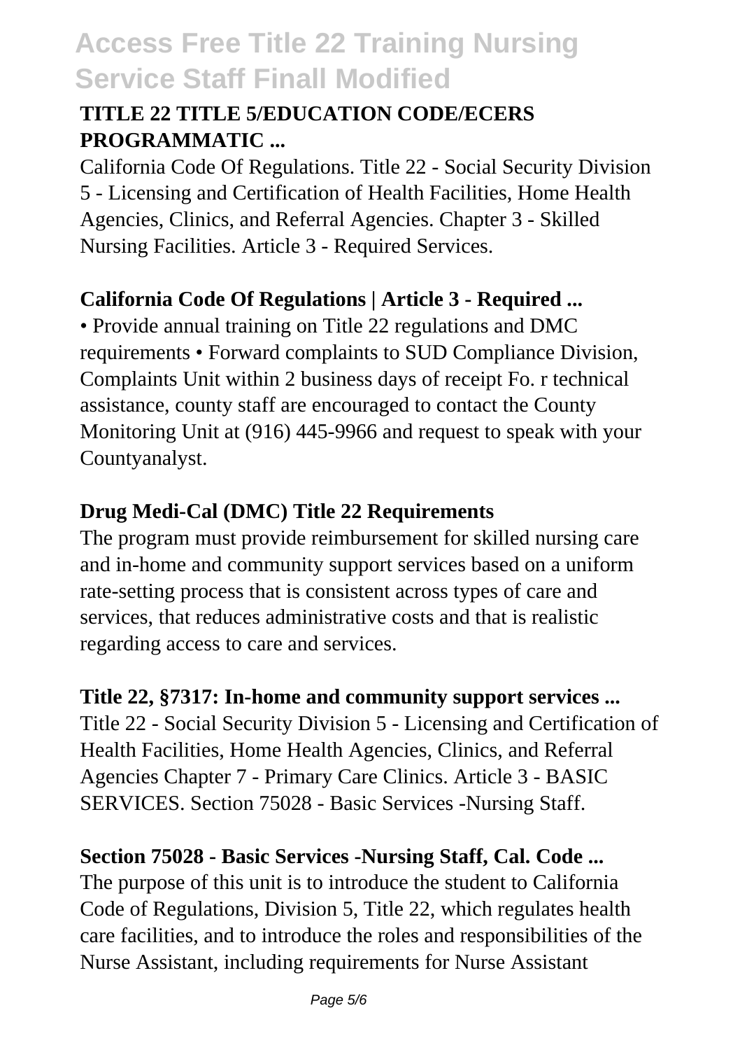### TITLE 22 TITLE 5/EDUCATION CODE/ECERS PROGRAMMATIC ...

California Code Of Regulations. Title 22 - Social Security Division 5 - Licensing and Certification of Health Facilities, Home Health Agencies, Clinics, and Referral Agencies. Chapter 3 - Skilled Nursing Facilities. Article 3 - Required Services.

### California Code Of Regulations | Article 3 - Required ...

• Provide annual training on Title 22 regulations and DMC requirements • Forward complaints to SUD Compliance Division, Complaints Unit within 2 business days of receipt Fo. r technical assistance, county staff are encouraged to contact the County Monitoring Unit at (916) 445-9966 and request to speak with your Countyanalyst.

### Drug Medi-Cal (DMC) Title 22 Requirements

The program must provide reimbursement for skilled nursing care and in-home and community support services based on a uniform rate-setting process that is consistent across types of care and services, that reduces administrative costs and that is realistic regarding access to care and services.

### Title 22, §7317: In-home and community support services ...

Title 22 - Social Security Division 5 - Licensing and Certification of Health Facilities, Home Health Agencies, Clinics, and Referral Agencies Chapter 7 - Primary Care Clinics. Article 3 - BASIC SERVICES. Section 75028 - Basic Services -Nursing Staff.

### Section 75028 - Basic Services -Nursing Staff, Cal. Code ...

The purpose of this unit is to introduce the student to California Code of Regulations, Division 5, Title 22, which regulates health care facilities, and to introduce the roles and responsibilities of the Nurse Assistant, including requirements for Nurse Assistant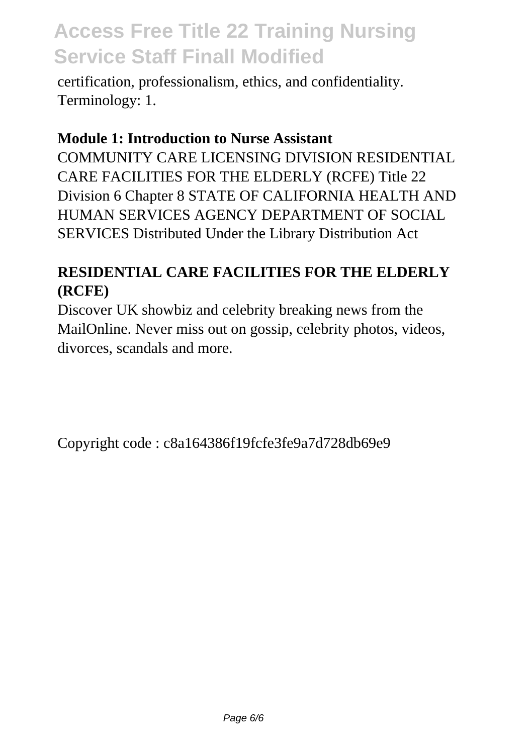certification, professionalism, ethics, and confidentiality. Terminology: 1.

**Module 1: Introduction to Nurse Assistant**

COMMUNITY CARE LICENSING DIVISION RESIDENTIAL CARE FACILITIES FOR THE ELDERLY (RCFE) Title 22 Division 6 Chapter 8 STATE OF CALIFORNIA HEALTH AND HUMAN SERVICES AGENCY DEPARTMENT OF SOCIAL SERVICES Distributed Under the Library Distribution Act

**RESIDENTIAL CARE FACILITIES FOR THE ELDERLY (RCFE)**

Discover UK showbiz and celebrity breaking news from the MailOnline. Never miss out on gossip, celebrity photos, videos, divorces, scandals and more.

Copyright code : c8a164386f19fcfe3fe9a7d728db69e9